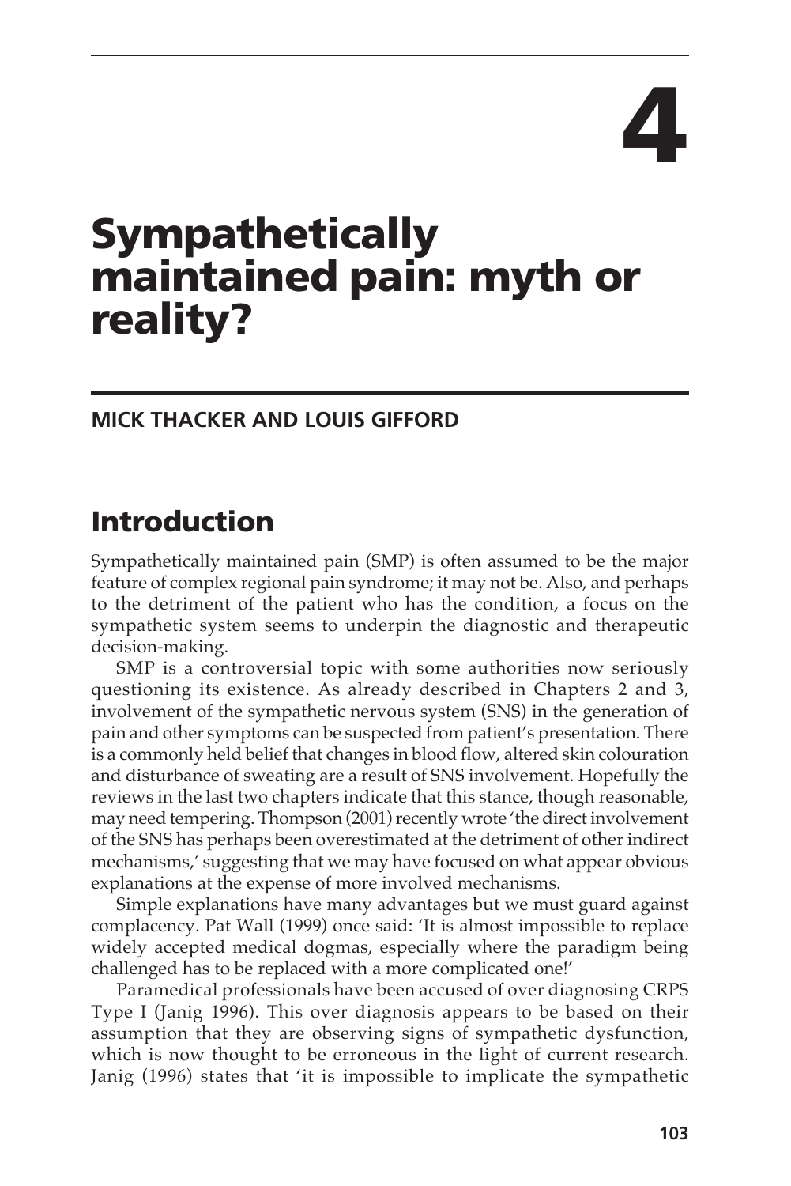# 4

# Sympathetically maintained pain: myth or reality?

**MICK THACKER AND LOUIS GIFFORD**

## Introduction

Sympathetically maintained pain (SMP) is often assumed to be the major feature of complex regional pain syndrome; it may not be. Also, and perhaps to the detriment of the patient who has the condition, a focus on the sympathetic system seems to underpin the diagnostic and therapeutic decision-making.

SMP is a controversial topic with some authorities now seriously questioning its existence. As already described in Chapters 2 and 3, involvement of the sympathetic nervous system (SNS) in the generation of pain and other symptoms can be suspected from patient's presentation. There is a commonly held belief that changes in blood flow, altered skin colouration and disturbance of sweating are a result of SNS involvement. Hopefully the reviews in the last two chapters indicate that this stance, though reasonable, may need tempering. Thompson (2001) recently wrote 'the direct involvement of the SNS has perhaps been overestimated at the detriment of other indirect mechanisms,' suggesting that we may have focused on what appear obvious explanations at the expense of more involved mechanisms.

Simple explanations have many advantages but we must guard against complacency. Pat Wall (1999) once said: 'It is almost impossible to replace widely accepted medical dogmas, especially where the paradigm being challenged has to be replaced with a more complicated one!'

Paramedical professionals have been accused of over diagnosing CRPS Type I (Janig 1996). This over diagnosis appears to be based on their assumption that they are observing signs of sympathetic dysfunction, which is now thought to be erroneous in the light of current research. Janig (1996) states that 'it is impossible to implicate the sympathetic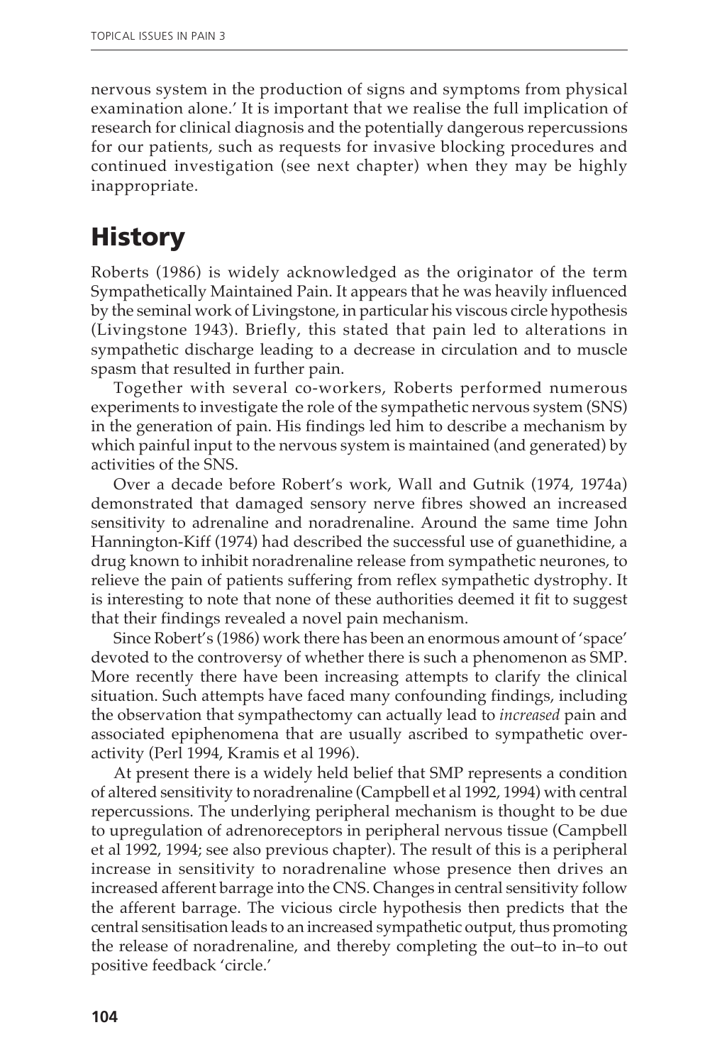nervous system in the production of signs and symptoms from physical examination alone.' It is important that we realise the full implication of research for clinical diagnosis and the potentially dangerous repercussions for our patients, such as requests for invasive blocking procedures and continued investigation (see next chapter) when they may be highly inappropriate.

## History

Roberts (1986) is widely acknowledged as the originator of the term Sympathetically Maintained Pain. It appears that he was heavily influenced by the seminal work of Livingstone, in particular his viscous circle hypothesis (Livingstone 1943). Briefly, this stated that pain led to alterations in sympathetic discharge leading to a decrease in circulation and to muscle spasm that resulted in further pain.

Together with several co-workers, Roberts performed numerous experiments to investigate the role of the sympathetic nervous system (SNS) in the generation of pain. His findings led him to describe a mechanism by which painful input to the nervous system is maintained (and generated) by activities of the SNS.

Over a decade before Robert's work, Wall and Gutnik (1974, 1974a) demonstrated that damaged sensory nerve fibres showed an increased sensitivity to adrenaline and noradrenaline. Around the same time John Hannington-Kiff (1974) had described the successful use of guanethidine, a drug known to inhibit noradrenaline release from sympathetic neurones, to relieve the pain of patients suffering from reflex sympathetic dystrophy. It is interesting to note that none of these authorities deemed it fit to suggest that their findings revealed a novel pain mechanism.

Since Robert's (1986) work there has been an enormous amount of 'space' devoted to the controversy of whether there is such a phenomenon as SMP. More recently there have been increasing attempts to clarify the clinical situation. Such attempts have faced many confounding findings, including the observation that sympathectomy can actually lead to *increased* pain and associated epiphenomena that are usually ascribed to sympathetic over-activity (Perl 1994, Kramis et al 1996).

At present there is a widely held belief that SMP represents a condition of altered sensitivity to noradrenaline (Campbell et al 1992, 1994) with central repercussions. The underlying peripheral mechanism is thought to be due to upregulation of adrenoreceptors in peripheral nervous tissue (Campbell et al 1992, 1994; see also previous chapter). The result of this is a peripheral increase in sensitivity to noradrenaline whose presence then drives an increased afferent barrage into the CNS. Changes in central sensitivity follow the afferent barrage. The vicious circle hypothesis then predicts that the central sensitisation leads to an increased sympathetic output, thus promoting the release of noradrenaline, and thereby completing the out–to in–to out positive feedback 'circle.'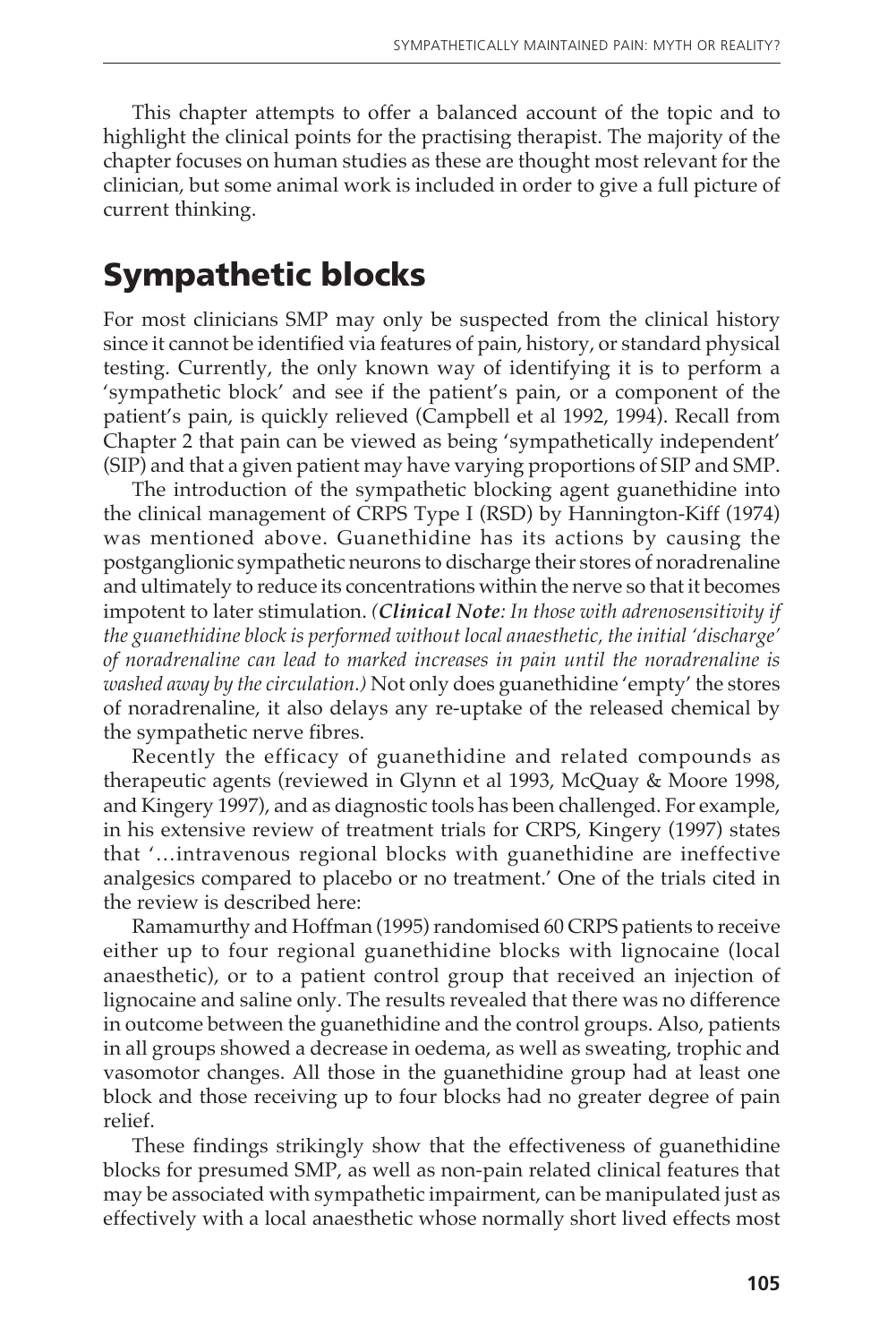This chapter attempts to offer a balanced account of the topic and to highlight the clinical points for the practising therapist. The majority of the chapter focuses on human studies as these are thought most relevant for the clinician, but some animal work is included in order to give a full picture of current thinking.

## Sympathetic blocks

For most clinicians SMP may only be suspected from the clinical history since it cannot be identified via features of pain, history, or standard physical testing. Currently, the only known way of identifying it is to perform a 'sympathetic block' and see if the patient's pain, or a component of the patient's pain, is quickly relieved (Campbell et al 1992, 1994). Recall from Chapter 2 that pain can be viewed as being 'sympathetically independent' (SIP) and that a given patient may have varying proportions of SIP and SMP.

The introduction of the sympathetic blocking agent guanethidine into the clinical management of CRPS Type I (RSD) by Hannington-Kiff (1974) was mentioned above. Guanethidine has its actions by causing the postganglionic sympathetic neurons to discharge their stores of noradrenaline and ultimately to reduce its concentrations within the nerve so that it becomes impotent to later stimulation. *(**Clinical Note**: In those with adrenosensitivity if the guanethidine block is performed without local anaesthetic, the initial 'discharge' of noradrenaline can lead to marked increases in pain until the noradrenaline is washed away by the circulation.)* Not only does guanethidine 'empty' the stores of noradrenaline, it also delays any re-uptake of the released chemical by the sympathetic nerve fibres.

Recently the efficacy of guanethidine and related compounds as therapeutic agents (reviewed in Glynn et al 1993, McQuay & Moore 1998, and Kingery 1997), and as diagnostic tools has been challenged. For example, in his extensive review of treatment trials for CRPS, Kingery (1997) states that '…intravenous regional blocks with guanethidine are ineffective analgesics compared to placebo or no treatment.' One of the trials cited in the review is described here:

Ramamurthy and Hoffman (1995) randomised 60 CRPS patients to receive either up to four regional guanethidine blocks with lignocaine (local anaesthetic), or to a patient control group that received an injection of lignocaine and saline only. The results revealed that there was no difference in outcome between the guanethidine and the control groups. Also, patients in all groups showed a decrease in oedema, as well as sweating, trophic and vasomotor changes. All those in the guanethidine group had at least one block and those receiving up to four blocks had no greater degree of pain relief.

These findings strikingly show that the effectiveness of guanethidine blocks for presumed SMP, as well as non-pain related clinical features that may be associated with sympathetic impairment, can be manipulated just as effectively with a local anaesthetic whose normally short lived effects most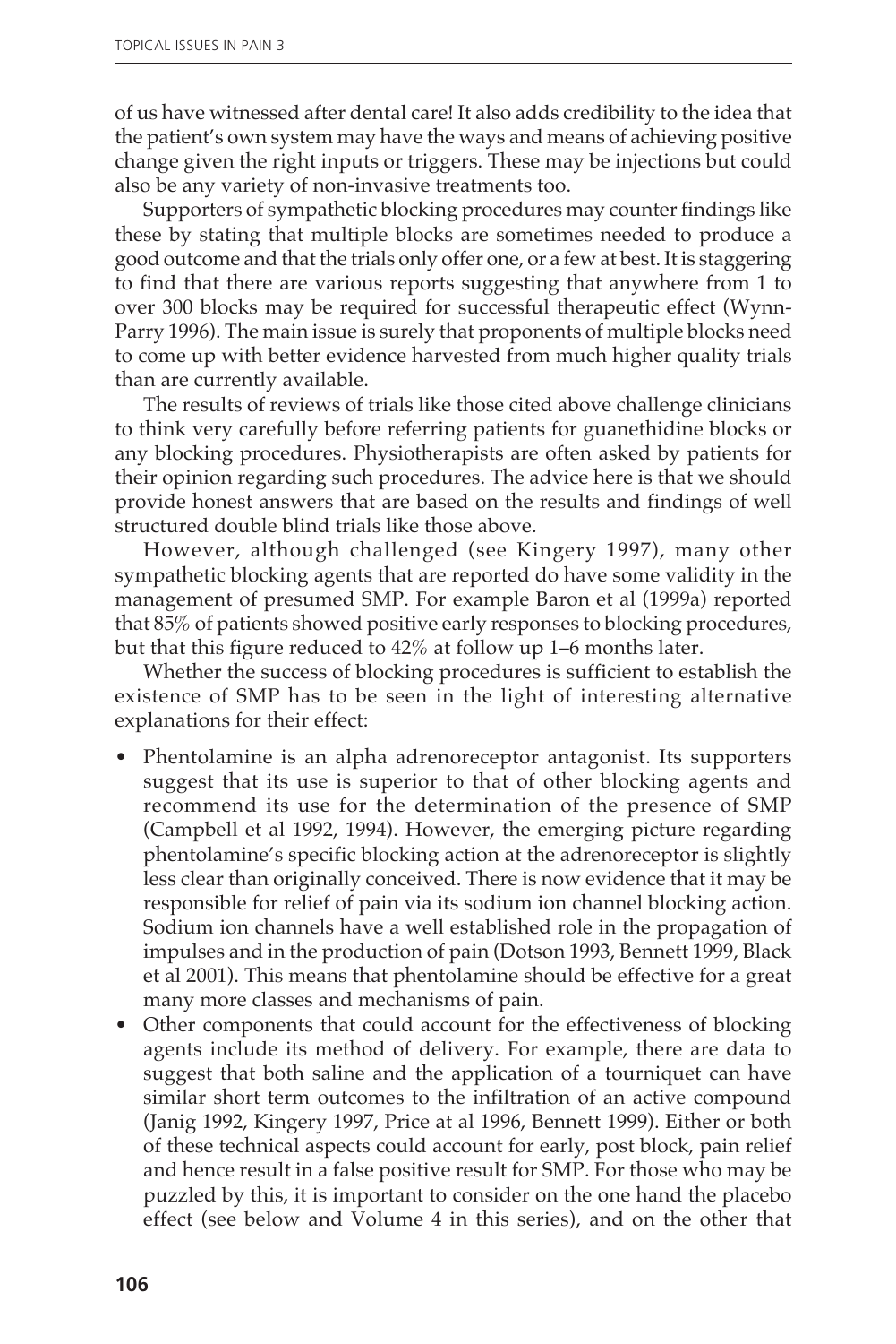of us have witnessed after dental care! It also adds credibility to the idea that the patient's own system may have the ways and means of achieving positive change given the right inputs or triggers. These may be injections but could also be any variety of non-invasive treatments too.

Supporters of sympathetic blocking procedures may counter findings like these by stating that multiple blocks are sometimes needed to produce a good outcome and that the trials only offer one, or a few at best. It is staggering to find that there are various reports suggesting that anywhere from 1 to over 300 blocks may be required for successful therapeutic effect (Wynn-Parry 1996). The main issue is surely that proponents of multiple blocks need to come up with better evidence harvested from much higher quality trials than are currently available.

The results of reviews of trials like those cited above challenge clinicians to think very carefully before referring patients for guanethidine blocks or any blocking procedures. Physiotherapists are often asked by patients for their opinion regarding such procedures. The advice here is that we should provide honest answers that are based on the results and findings of well structured double blind trials like those above.

However, although challenged (see Kingery 1997), many other sympathetic blocking agents that are reported do have some validity in the management of presumed SMP. For example Baron et al (1999a) reported that 85% of patients showed positive early responses to blocking procedures, but that this figure reduced to 42% at follow up 1–6 months later.

Whether the success of blocking procedures is sufficient to establish the existence of SMP has to be seen in the light of interesting alternative explanations for their effect:

- Phentolamine is an alpha adrenoreceptor antagonist. Its supporters suggest that its use is superior to that of other blocking agents and recommend its use for the determination of the presence of SMP (Campbell et al 1992, 1994). However, the emerging picture regarding phentolamine's specific blocking action at the adrenoreceptor is slightly less clear than originally conceived. There is now evidence that it may be responsible for relief of pain via its sodium ion channel blocking action. Sodium ion channels have a well established role in the propagation of impulses and in the production of pain (Dotson 1993, Bennett 1999, Black et al 2001). This means that phentolamine should be effective for a great many more classes and mechanisms of pain.
- Other components that could account for the effectiveness of blocking agents include its method of delivery. For example, there are data to suggest that both saline and the application of a tourniquet can have similar short term outcomes to the infiltration of an active compound (Janig 1992, Kingery 1997, Price at al 1996, Bennett 1999). Either or both of these technical aspects could account for early, post block, pain relief and hence result in a false positive result for SMP. For those who may be puzzled by this, it is important to consider on the one hand the placebo effect (see below and Volume 4 in this series), and on the other that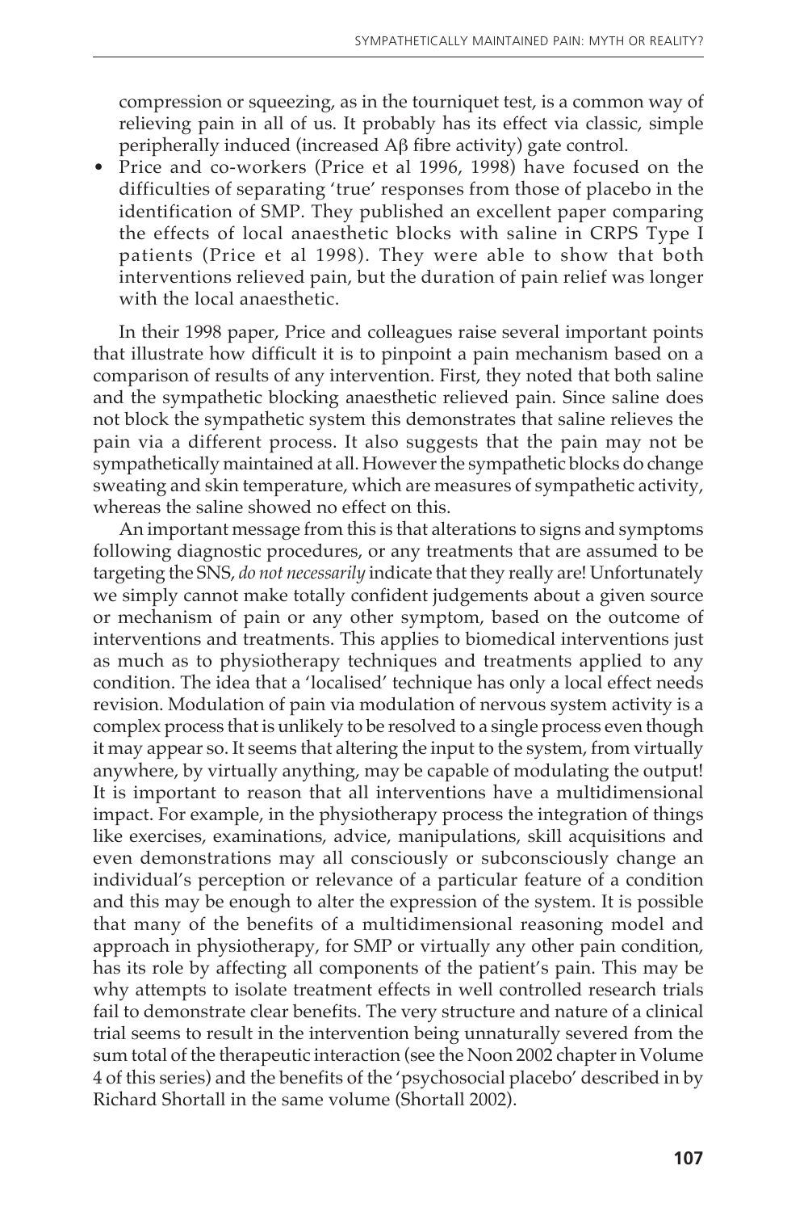compression or squeezing, as in the tourniquet test, is a common way of relieving pain in all of us. It probably has its effect via classic, simple peripherally induced (increased Aβ fibre activity) gate control.

- Price and co-workers (Price et al 1996, 1998) have focused on the difficulties of separating 'true' responses from those of placebo in the identification of SMP. They published an excellent paper comparing the effects of local anaesthetic blocks with saline in CRPS Type I patients (Price et al 1998). They were able to show that both interventions relieved pain, but the duration of pain relief was longer with the local anaesthetic.

In their 1998 paper, Price and colleagues raise several important points that illustrate how difficult it is to pinpoint a pain mechanism based on a comparison of results of any intervention. First, they noted that both saline and the sympathetic blocking anaesthetic relieved pain. Since saline does not block the sympathetic system this demonstrates that saline relieves the pain via a different process. It also suggests that the pain may not be sympathetically maintained at all. However the sympathetic blocks do change sweating and skin temperature, which are measures of sympathetic activity, whereas the saline showed no effect on this.

An important message from this is that alterations to signs and symptoms following diagnostic procedures, or any treatments that are assumed to be targeting the SNS, *do not necessarily* indicate that they really are! Unfortunately we simply cannot make totally confident judgements about a given source or mechanism of pain or any other symptom, based on the outcome of interventions and treatments. This applies to biomedical interventions just as much as to physiotherapy techniques and treatments applied to any condition. The idea that a 'localised' technique has only a local effect needs revision. Modulation of pain via modulation of nervous system activity is a complex process that is unlikely to be resolved to a single process even though it may appear so. It seems that altering the input to the system, from virtually anywhere, by virtually anything, may be capable of modulating the output! It is important to reason that all interventions have a multidimensional impact. For example, in the physiotherapy process the integration of things like exercises, examinations, advice, manipulations, skill acquisitions and even demonstrations may all consciously or subconsciously change an individual's perception or relevance of a particular feature of a condition and this may be enough to alter the expression of the system. It is possible that many of the benefits of a multidimensional reasoning model and approach in physiotherapy, for SMP or virtually any other pain condition, has its role by affecting all components of the patient's pain. This may be why attempts to isolate treatment effects in well controlled research trials fail to demonstrate clear benefits. The very structure and nature of a clinical trial seems to result in the intervention being unnaturally severed from the sum total of the therapeutic interaction (see the Noon 2002 chapter in Volume 4 of this series) and the benefits of the 'psychosocial placebo' described in by Richard Shortall in the same volume (Shortall 2002).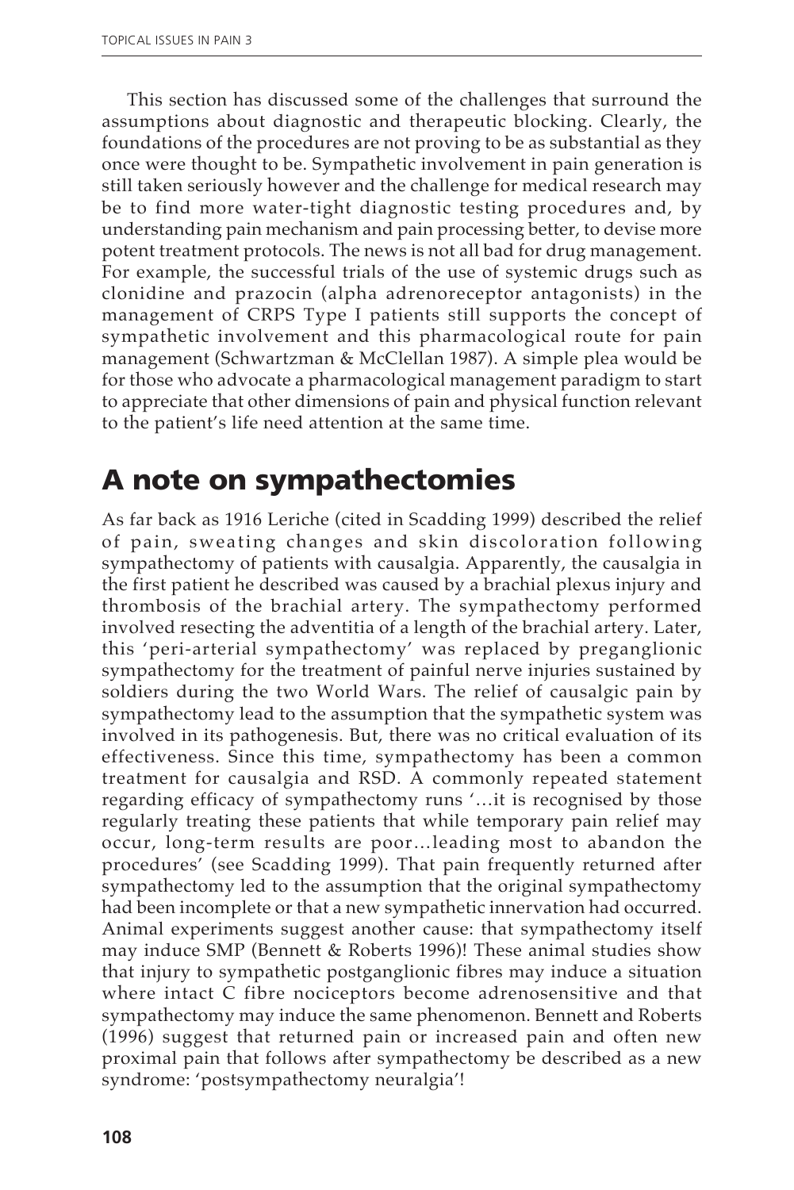This section has discussed some of the challenges that surround the assumptions about diagnostic and therapeutic blocking. Clearly, the foundations of the procedures are not proving to be as substantial as they once were thought to be. Sympathetic involvement in pain generation is still taken seriously however and the challenge for medical research may be to find more water-tight diagnostic testing procedures and, by understanding pain mechanism and pain processing better, to devise more potent treatment protocols. The news is not all bad for drug management. For example, the successful trials of the use of systemic drugs such as clonidine and prazocin (alpha adrenoreceptor antagonists) in the management of CRPS Type I patients still supports the concept of sympathetic involvement and this pharmacological route for pain management (Schwartzman & McClellan 1987). A simple plea would be for those who advocate a pharmacological management paradigm to start to appreciate that other dimensions of pain and physical function relevant to the patient's life need attention at the same time.

## A note on sympathectomies

As far back as 1916 Leriche (cited in Scadding 1999) described the relief of pain, sweating changes and skin discoloration following sympathectomy of patients with causalgia. Apparently, the causalgia in the first patient he described was caused by a brachial plexus injury and thrombosis of the brachial artery. The sympathectomy performed involved resecting the adventitia of a length of the brachial artery. Later, this 'peri-arterial sympathectomy' was replaced by preganglionic sympathectomy for the treatment of painful nerve injuries sustained by soldiers during the two World Wars. The relief of causalgic pain by sympathectomy lead to the assumption that the sympathetic system was involved in its pathogenesis. But, there was no critical evaluation of its effectiveness. Since this time, sympathectomy has been a common treatment for causalgia and RSD. A commonly repeated statement regarding efficacy of sympathectomy runs '…it is recognised by those regularly treating these patients that while temporary pain relief may occur, long-term results are poor…leading most to abandon the procedures' (see Scadding 1999). That pain frequently returned after sympathectomy led to the assumption that the original sympathectomy had been incomplete or that a new sympathetic innervation had occurred. Animal experiments suggest another cause: that sympathectomy itself may induce SMP (Bennett & Roberts 1996)! These animal studies show that injury to sympathetic postganglionic fibres may induce a situation where intact C fibre nociceptors become adrenosensitive and that sympathectomy may induce the same phenomenon. Bennett and Roberts (1996) suggest that returned pain or increased pain and often new proximal pain that follows after sympathectomy be described as a new syndrome: 'postsympathectomy neuralgia'!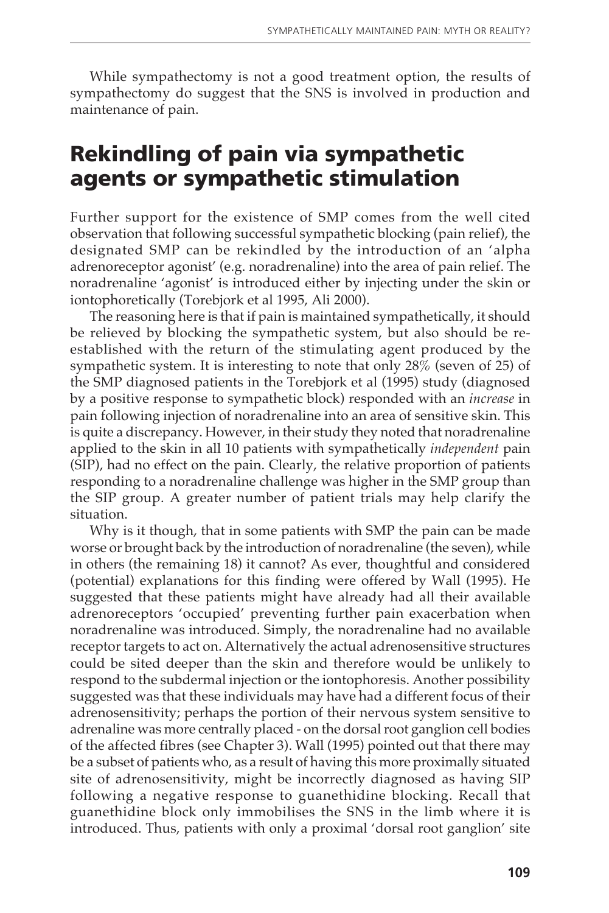While sympathectomy is not a good treatment option, the results of sympathectomy do suggest that the SNS is involved in production and maintenance of pain.

## Rekindling of pain via sympathetic agents or sympathetic stimulation

Further support for the existence of SMP comes from the well cited observation that following successful sympathetic blocking (pain relief), the designated SMP can be rekindled by the introduction of an 'alpha adrenoreceptor agonist' (e.g. noradrenaline) into the area of pain relief. The noradrenaline 'agonist' is introduced either by injecting under the skin or iontophoretically (Torebjork et al 1995, Ali 2000).

The reasoning here is that if pain is maintained sympathetically, it should be relieved by blocking the sympathetic system, but also should be re-established with the return of the stimulating agent produced by the sympathetic system. It is interesting to note that only 28% (seven of 25) of the SMP diagnosed patients in the Torebjork et al (1995) study (diagnosed by a positive response to sympathetic block) responded with an *increase* in pain following injection of noradrenaline into an area of sensitive skin. This is quite a discrepancy. However, in their study they noted that noradrenaline applied to the skin in all 10 patients with sympathetically *independent* pain (SIP), had no effect on the pain. Clearly, the relative proportion of patients responding to a noradrenaline challenge was higher in the SMP group than the SIP group. A greater number of patient trials may help clarify the situation.

Why is it though, that in some patients with SMP the pain can be made worse or brought back by the introduction of noradrenaline (the seven), while in others (the remaining 18) it cannot? As ever, thoughtful and considered (potential) explanations for this finding were offered by Wall (1995). He suggested that these patients might have already had all their available adrenoreceptors 'occupied' preventing further pain exacerbation when noradrenaline was introduced. Simply, the noradrenaline had no available receptor targets to act on. Alternatively the actual adrenosensitive structures could be sited deeper than the skin and therefore would be unlikely to respond to the subdermal injection or the iontophoresis. Another possibility suggested was that these individuals may have had a different focus of their adrenosensitivity; perhaps the portion of their nervous system sensitive to adrenaline was more centrally placed - on the dorsal root ganglion cell bodies of the affected fibres (see Chapter 3). Wall (1995) pointed out that there may be a subset of patients who, as a result of having this more proximally situated site of adrenosensitivity, might be incorrectly diagnosed as having SIP following a negative response to guanethidine blocking. Recall that guanethidine block only immobilises the SNS in the limb where it is introduced. Thus, patients with only a proximal 'dorsal root ganglion' site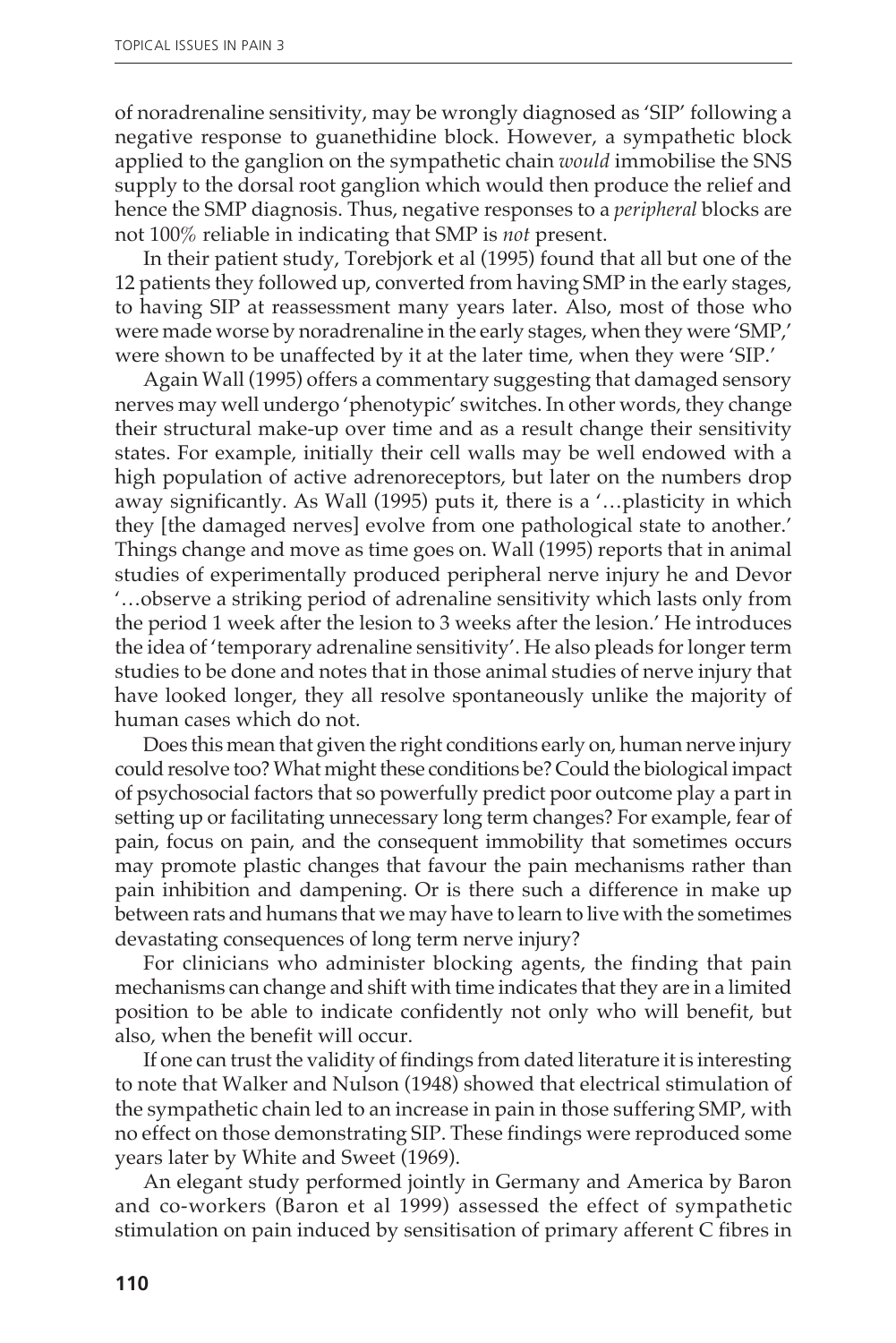of noradrenaline sensitivity, may be wrongly diagnosed as 'SIP' following a negative response to guanethidine block. However, a sympathetic block applied to the ganglion on the sympathetic chain *would* immobilise the SNS supply to the dorsal root ganglion which would then produce the relief and hence the SMP diagnosis. Thus, negative responses to a *peripheral* blocks are not 100% reliable in indicating that SMP is *not* present.

In their patient study, Torebjork et al (1995) found that all but one of the 12 patients they followed up, converted from having SMP in the early stages, to having SIP at reassessment many years later. Also, most of those who were made worse by noradrenaline in the early stages, when they were 'SMP,' were shown to be unaffected by it at the later time, when they were 'SIP.'

Again Wall (1995) offers a commentary suggesting that damaged sensory nerves may well undergo 'phenotypic' switches. In other words, they change their structural make-up over time and as a result change their sensitivity states. For example, initially their cell walls may be well endowed with a high population of active adrenoreceptors, but later on the numbers drop away significantly. As Wall (1995) puts it, there is a '…plasticity in which they [the damaged nerves] evolve from one pathological state to another.' Things change and move as time goes on. Wall (1995) reports that in animal studies of experimentally produced peripheral nerve injury he and Devor '…observe a striking period of adrenaline sensitivity which lasts only from the period 1 week after the lesion to 3 weeks after the lesion.' He introduces the idea of 'temporary adrenaline sensitivity'. He also pleads for longer term studies to be done and notes that in those animal studies of nerve injury that have looked longer, they all resolve spontaneously unlike the majority of human cases which do not.

Does this mean that given the right conditions early on, human nerve injury could resolve too? What might these conditions be? Could the biological impact of psychosocial factors that so powerfully predict poor outcome play a part in setting up or facilitating unnecessary long term changes? For example, fear of pain, focus on pain, and the consequent immobility that sometimes occurs may promote plastic changes that favour the pain mechanisms rather than pain inhibition and dampening. Or is there such a difference in make up between rats and humans that we may have to learn to live with the sometimes devastating consequences of long term nerve injury?

For clinicians who administer blocking agents, the finding that pain mechanisms can change and shift with time indicates that they are in a limited position to be able to indicate confidently not only who will benefit, but also, when the benefit will occur.

If one can trust the validity of findings from dated literature it is interesting to note that Walker and Nulson (1948) showed that electrical stimulation of the sympathetic chain led to an increase in pain in those suffering SMP, with no effect on those demonstrating SIP. These findings were reproduced some years later by White and Sweet (1969).

An elegant study performed jointly in Germany and America by Baron and co-workers (Baron et al 1999) assessed the effect of sympathetic stimulation on pain induced by sensitisation of primary afferent C fibres in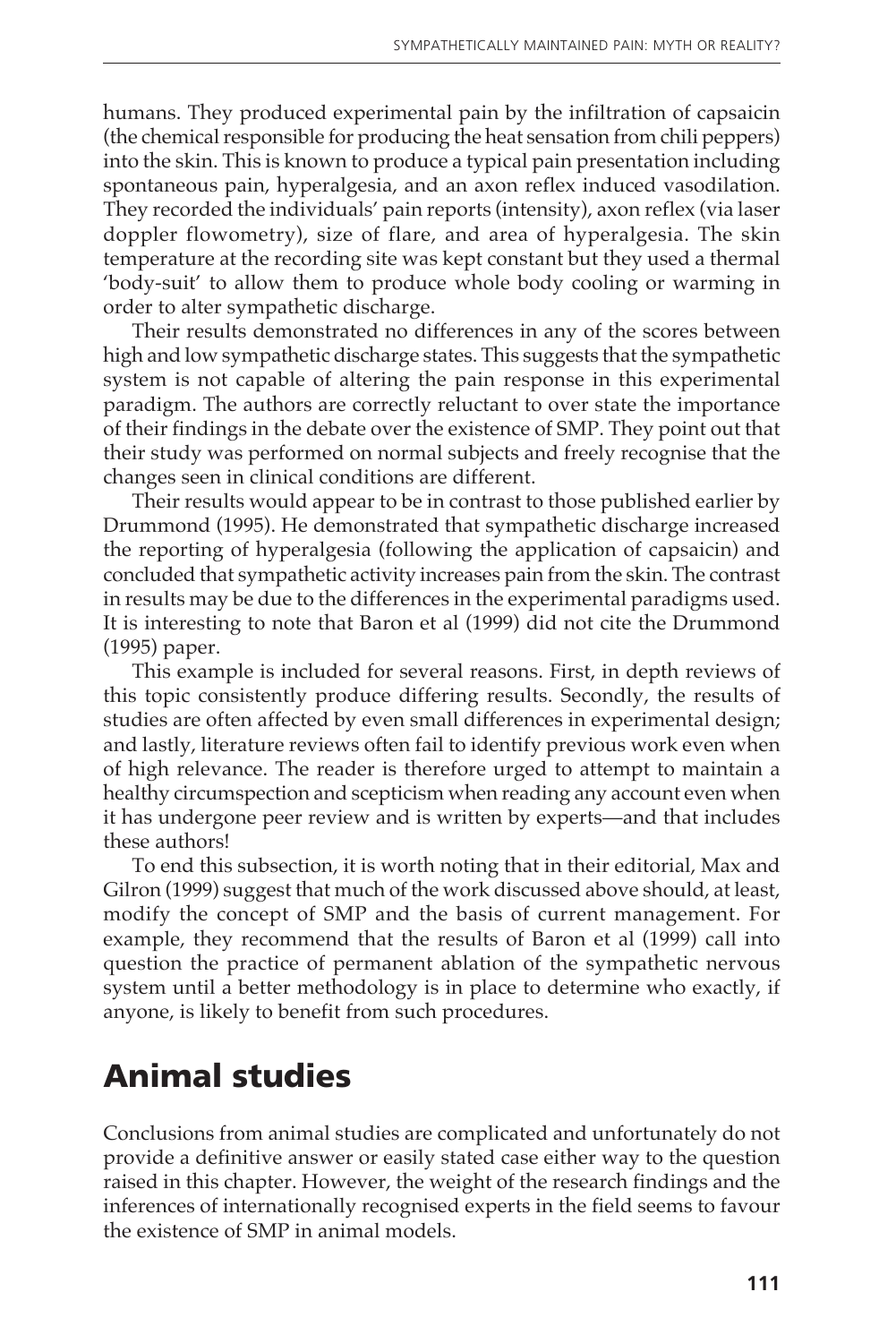humans. They produced experimental pain by the infiltration of capsaicin (the chemical responsible for producing the heat sensation from chili peppers) into the skin. This is known to produce a typical pain presentation including spontaneous pain, hyperalgesia, and an axon reflex induced vasodilation. They recorded the individuals' pain reports (intensity), axon reflex (via laser doppler flowometry), size of flare, and area of hyperalgesia. The skin temperature at the recording site was kept constant but they used a thermal 'body-suit' to allow them to produce whole body cooling or warming in order to alter sympathetic discharge.

Their results demonstrated no differences in any of the scores between high and low sympathetic discharge states. This suggests that the sympathetic system is not capable of altering the pain response in this experimental paradigm. The authors are correctly reluctant to over state the importance of their findings in the debate over the existence of SMP. They point out that their study was performed on normal subjects and freely recognise that the changes seen in clinical conditions are different.

Their results would appear to be in contrast to those published earlier by Drummond (1995). He demonstrated that sympathetic discharge increased the reporting of hyperalgesia (following the application of capsaicin) and concluded that sympathetic activity increases pain from the skin. The contrast in results may be due to the differences in the experimental paradigms used. It is interesting to note that Baron et al (1999) did not cite the Drummond (1995) paper.

This example is included for several reasons. First, in depth reviews of this topic consistently produce differing results. Secondly, the results of studies are often affected by even small differences in experimental design; and lastly, literature reviews often fail to identify previous work even when of high relevance. The reader is therefore urged to attempt to maintain a healthy circumspection and scepticism when reading any account even when it has undergone peer review and is written by experts—and that includes these authors!

To end this subsection, it is worth noting that in their editorial, Max and Gilron (1999) suggest that much of the work discussed above should, at least, modify the concept of SMP and the basis of current management. For example, they recommend that the results of Baron et al (1999) call into question the practice of permanent ablation of the sympathetic nervous system until a better methodology is in place to determine who exactly, if anyone, is likely to benefit from such procedures.

## Animal studies

Conclusions from animal studies are complicated and unfortunately do not provide a definitive answer or easily stated case either way to the question raised in this chapter. However, the weight of the research findings and the inferences of internationally recognised experts in the field seems to favour the existence of SMP in animal models.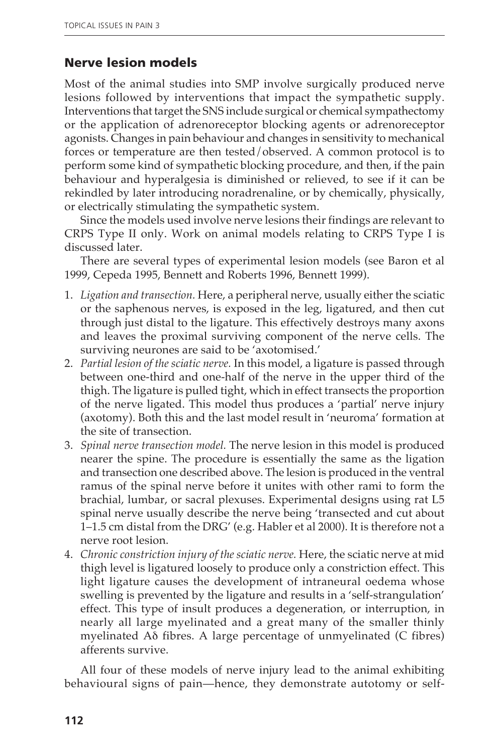## Nerve lesion models

Most of the animal studies into SMP involve surgically produced nerve lesions followed by interventions that impact the sympathetic supply. Interventions that target the SNS include surgical or chemical sympathectomy or the application of adrenoreceptor blocking agents or adrenoreceptor agonists. Changes in pain behaviour and changes in sensitivity to mechanical forces or temperature are then tested/observed. A common protocol is to perform some kind of sympathetic blocking procedure, and then, if the pain behaviour and hyperalgesia is diminished or relieved, to see if it can be rekindled by later introducing noradrenaline, or by chemically, physically, or electrically stimulating the sympathetic system.

Since the models used involve nerve lesions their findings are relevant to CRPS Type II only. Work on animal models relating to CRPS Type I is discussed later.

There are several types of experimental lesion models (see Baron et al 1999, Cepeda 1995, Bennett and Roberts 1996, Bennett 1999).

1. *Ligation and transection.* Here, a peripheral nerve, usually either the sciatic or the saphenous nerves, is exposed in the leg, ligatured, and then cut through just distal to the ligature. This effectively destroys many axons and leaves the proximal surviving component of the nerve cells. The surviving neurones are said to be 'axotomised.'
2. *Partial lesion of the sciatic nerve.* In this model, a ligature is passed through between one-third and one-half of the nerve in the upper third of the thigh. The ligature is pulled tight, which in effect transects the proportion of the nerve ligated. This model thus produces a 'partial' nerve injury (axotomy). Both this and the last model result in 'neuroma' formation at the site of transection.
3. *Spinal nerve transection model.* The nerve lesion in this model is produced nearer the spine. The procedure is essentially the same as the ligation and transection one described above. The lesion is produced in the ventral ramus of the spinal nerve before it unites with other rami to form the brachial, lumbar, or sacral plexuses. Experimental designs using rat L5 spinal nerve usually describe the nerve being 'transected and cut about 1–1.5 cm distal from the DRG' (e.g. Habler et al 2000). It is therefore not a nerve root lesion.
4. *Chronic constriction injury of the sciatic nerve.* Here, the sciatic nerve at mid thigh level is ligatured loosely to produce only a constriction effect. This light ligature causes the development of intraneural oedema whose swelling is prevented by the ligature and results in a 'self-strangulation' effect. This type of insult produces a degeneration, or interruption, in nearly all large myelinated and a great many of the smaller thinly myelinated Aδ fibres. A large percentage of unmyelinated (C fibres) afferents survive.

All four of these models of nerve injury lead to the animal exhibiting behavioural signs of pain—hence, they demonstrate autotomy or self-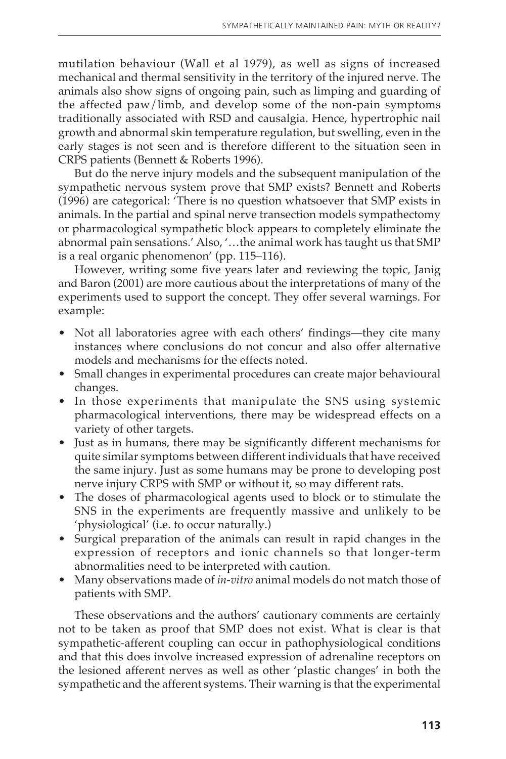mutilation behaviour (Wall et al 1979), as well as signs of increased mechanical and thermal sensitivity in the territory of the injured nerve. The animals also show signs of ongoing pain, such as limping and guarding of the affected paw/limb, and develop some of the non-pain symptoms traditionally associated with RSD and causalgia. Hence, hypertrophic nail growth and abnormal skin temperature regulation, but swelling, even in the early stages is not seen and is therefore different to the situation seen in CRPS patients (Bennett & Roberts 1996).

But do the nerve injury models and the subsequent manipulation of the sympathetic nervous system prove that SMP exists? Bennett and Roberts (1996) are categorical: 'There is no question whatsoever that SMP exists in animals. In the partial and spinal nerve transection models sympathectomy or pharmacological sympathetic block appears to completely eliminate the abnormal pain sensations.' Also, '…the animal work has taught us that SMP is a real organic phenomenon' (pp. 115–116).

However, writing some five years later and reviewing the topic, Janig and Baron (2001) are more cautious about the interpretations of many of the experiments used to support the concept. They offer several warnings. For example:

- Not all laboratories agree with each others' findings—they cite many instances where conclusions do not concur and also offer alternative models and mechanisms for the effects noted.
- Small changes in experimental procedures can create major behavioural changes.
- In those experiments that manipulate the SNS using systemic pharmacological interventions, there may be widespread effects on a variety of other targets.
- Just as in humans, there may be significantly different mechanisms for quite similar symptoms between different individuals that have received the same injury. Just as some humans may be prone to developing post nerve injury CRPS with SMP or without it, so may different rats.
- The doses of pharmacological agents used to block or to stimulate the SNS in the experiments are frequently massive and unlikely to be 'physiological' (i.e. to occur naturally.)
- Surgical preparation of the animals can result in rapid changes in the expression of receptors and ionic channels so that longer-term abnormalities need to be interpreted with caution.
- Many observations made of *in-vitro* animal models do not match those of patients with SMP.

These observations and the authors' cautionary comments are certainly not to be taken as proof that SMP does not exist. What is clear is that sympathetic-afferent coupling can occur in pathophysiological conditions and that this does involve increased expression of adrenaline receptors on the lesioned afferent nerves as well as other 'plastic changes' in both the sympathetic and the afferent systems. Their warning is that the experimental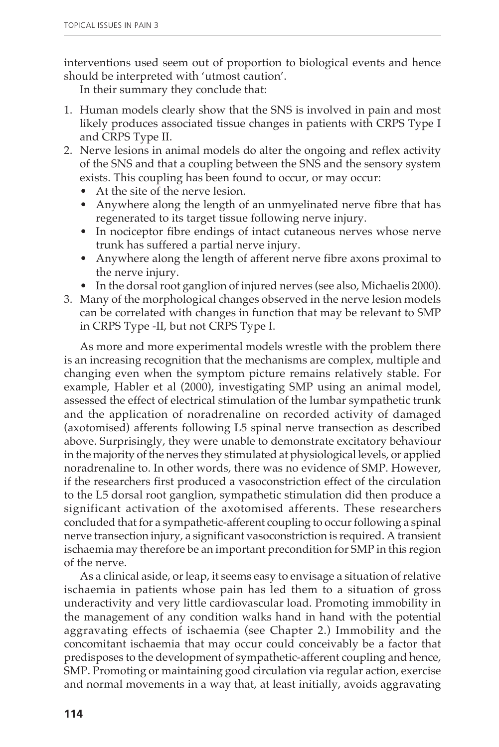interventions used seem out of proportion to biological events and hence should be interpreted with 'utmost caution'.

In their summary they conclude that:

1. Human models clearly show that the SNS is involved in pain and most likely produces associated tissue changes in patients with CRPS Type I and CRPS Type II.
2. Nerve lesions in animal models do alter the ongoing and reflex activity of the SNS and that a coupling between the SNS and the sensory system exists. This coupling has been found to occur, or may occur:
   - At the site of the nerve lesion.
   - Anywhere along the length of an unmyelinated nerve fibre that has regenerated to its target tissue following nerve injury.
   - In nociceptor fibre endings of intact cutaneous nerves whose nerve trunk has suffered a partial nerve injury.
   - Anywhere along the length of afferent nerve fibre axons proximal to the nerve injury.
   - In the dorsal root ganglion of injured nerves (see also, Michaelis 2000).
3. Many of the morphological changes observed in the nerve lesion models can be correlated with changes in function that may be relevant to SMP in CRPS Type -II, but not CRPS Type I.

As more and more experimental models wrestle with the problem there is an increasing recognition that the mechanisms are complex, multiple and changing even when the symptom picture remains relatively stable. For example, Habler et al (2000), investigating SMP using an animal model, assessed the effect of electrical stimulation of the lumbar sympathetic trunk and the application of noradrenaline on recorded activity of damaged (axotomised) afferents following L5 spinal nerve transection as described above. Surprisingly, they were unable to demonstrate excitatory behaviour in the majority of the nerves they stimulated at physiological levels, or applied noradrenaline to. In other words, there was no evidence of SMP. However, if the researchers first produced a vasoconstriction effect of the circulation to the L5 dorsal root ganglion, sympathetic stimulation did then produce a significant activation of the axotomised afferents. These researchers concluded that for a sympathetic-afferent coupling to occur following a spinal nerve transection injury, a significant vasoconstriction is required. A transient ischaemia may therefore be an important precondition for SMP in this region of the nerve.

As a clinical aside, or leap, it seems easy to envisage a situation of relative ischaemia in patients whose pain has led them to a situation of gross underactivity and very little cardiovascular load. Promoting immobility in the management of any condition walks hand in hand with the potential aggravating effects of ischaemia (see Chapter 2.) Immobility and the concomitant ischaemia that may occur could conceivably be a factor that predisposes to the development of sympathetic-afferent coupling and hence, SMP. Promoting or maintaining good circulation via regular action, exercise and normal movements in a way that, at least initially, avoids aggravating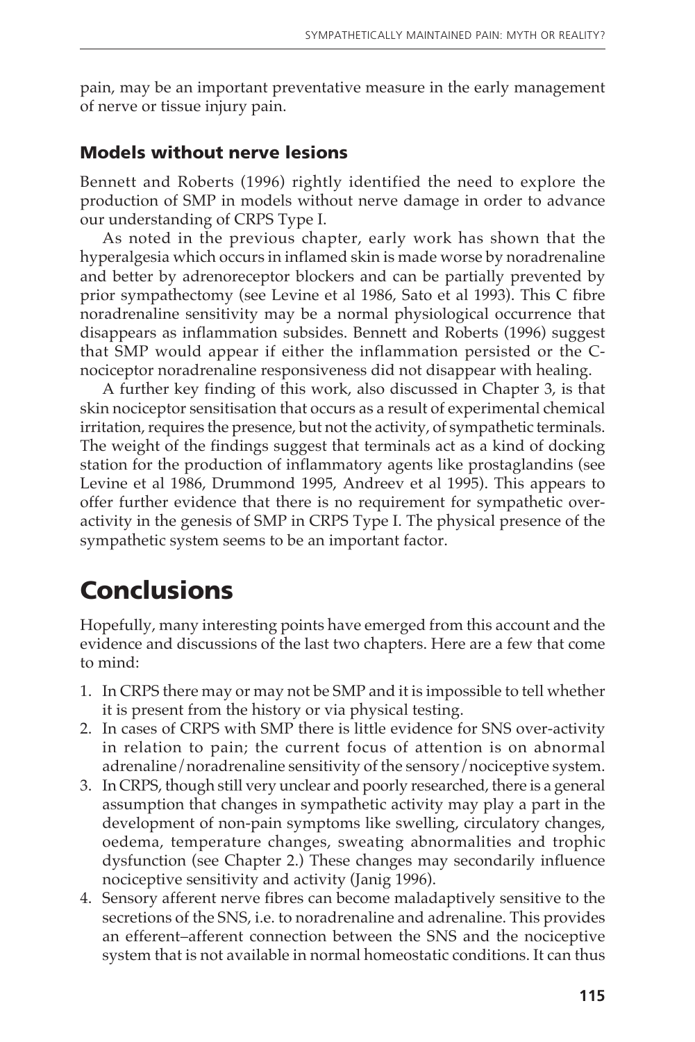pain, may be an important preventative measure in the early management of nerve or tissue injury pain.

### Models without nerve lesions

Bennett and Roberts (1996) rightly identified the need to explore the production of SMP in models without nerve damage in order to advance our understanding of CRPS Type I.

As noted in the previous chapter, early work has shown that the hyperalgesia which occurs in inflamed skin is made worse by noradrenaline and better by adrenoreceptor blockers and can be partially prevented by prior sympathectomy (see Levine et al 1986, Sato et al 1993). This C fibre noradrenaline sensitivity may be a normal physiological occurrence that disappears as inflammation subsides. Bennett and Roberts (1996) suggest that SMP would appear if either the inflammation persisted or the C-nociceptor noradrenaline responsiveness did not disappear with healing.

A further key finding of this work, also discussed in Chapter 3, is that skin nociceptor sensitisation that occurs as a result of experimental chemical irritation, requires the presence, but not the activity, of sympathetic terminals. The weight of the findings suggest that terminals act as a kind of docking station for the production of inflammatory agents like prostaglandins (see Levine et al 1986, Drummond 1995, Andreev et al 1995). This appears to offer further evidence that there is no requirement for sympathetic over-activity in the genesis of SMP in CRPS Type I. The physical presence of the sympathetic system seems to be an important factor.

# Conclusions

Hopefully, many interesting points have emerged from this account and the evidence and discussions of the last two chapters. Here are a few that come to mind:

1. In CRPS there may or may not be SMP and it is impossible to tell whether it is present from the history or via physical testing.
2. In cases of CRPS with SMP there is little evidence for SNS over-activity in relation to pain; the current focus of attention is on abnormal adrenaline/noradrenaline sensitivity of the sensory/nociceptive system.
3. In CRPS, though still very unclear and poorly researched, there is a general assumption that changes in sympathetic activity may play a part in the development of non-pain symptoms like swelling, circulatory changes, oedema, temperature changes, sweating abnormalities and trophic dysfunction (see Chapter 2.) These changes may secondarily influence nociceptive sensitivity and activity (Janig 1996).
4. Sensory afferent nerve fibres can become maladaptively sensitive to the secretions of the SNS, i.e. to noradrenaline and adrenaline. This provides an efferent–afferent connection between the SNS and the nociceptive system that is not available in normal homeostatic conditions. It can thus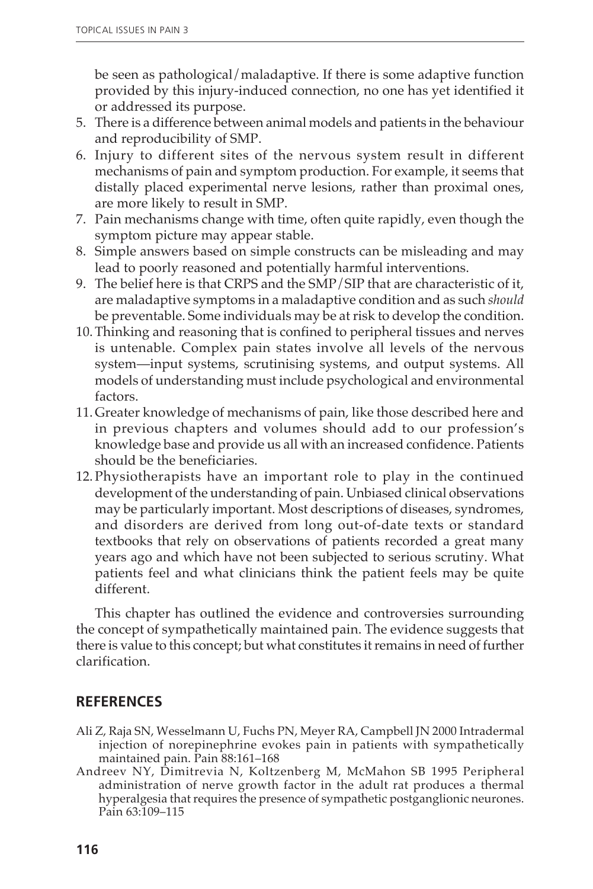be seen as pathological/maladaptive. If there is some adaptive function provided by this injury-induced connection, no one has yet identified it or addressed its purpose.

5. There is a difference between animal models and patients in the behaviour and reproducibility of SMP.
6. Injury to different sites of the nervous system result in different mechanisms of pain and symptom production. For example, it seems that distally placed experimental nerve lesions, rather than proximal ones, are more likely to result in SMP.
7. Pain mechanisms change with time, often quite rapidly, even though the symptom picture may appear stable.
8. Simple answers based on simple constructs can be misleading and may lead to poorly reasoned and potentially harmful interventions.
9. The belief here is that CRPS and the SMP/SIP that are characteristic of it, are maladaptive symptoms in a maladaptive condition and as such *should* be preventable. Some individuals may be at risk to develop the condition.
10. Thinking and reasoning that is confined to peripheral tissues and nerves is untenable. Complex pain states involve all levels of the nervous system—input systems, scrutinising systems, and output systems. All models of understanding must include psychological and environmental factors.
11. Greater knowledge of mechanisms of pain, like those described here and in previous chapters and volumes should add to our profession's knowledge base and provide us all with an increased confidence. Patients should be the beneficiaries.
12. Physiotherapists have an important role to play in the continued development of the understanding of pain. Unbiased clinical observations may be particularly important. Most descriptions of diseases, syndromes, and disorders are derived from long out-of-date texts or standard textbooks that rely on observations of patients recorded a great many years ago and which have not been subjected to serious scrutiny. What patients feel and what clinicians think the patient feels may be quite different.

This chapter has outlined the evidence and controversies surrounding the concept of sympathetically maintained pain. The evidence suggests that there is value to this concept; but what constitutes it remains in need of further clarification.

## REFERENCES

Ali Z, Raja SN, Wesselmann U, Fuchs PN, Meyer RA, Campbell JN 2000 Intradermal injection of norepinephrine evokes pain in patients with sympathetically maintained pain. Pain 88:161–168

Andreev NY, Dimitrevia N, Koltzenberg M, McMahon SB 1995 Peripheral administration of nerve growth factor in the adult rat produces a thermal hyperalgesia that requires the presence of sympathetic postganglionic neurones. Pain 63:109–115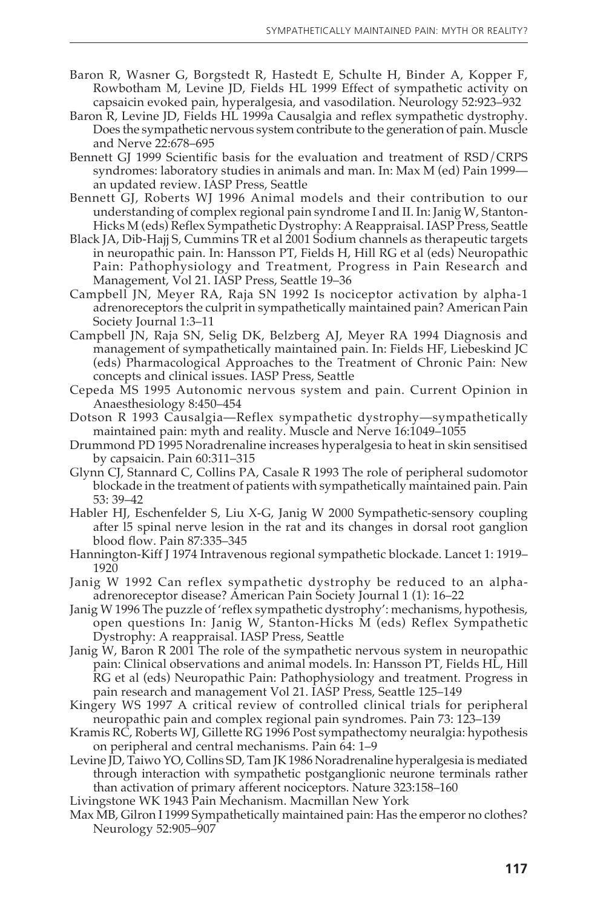Baron R, Wasner G, Borgstedt R, Hastedt E, Schulte H, Binder A, Kopper F, Rowbotham M, Levine JD, Fields HL 1999 Effect of sympathetic activity on capsaicin evoked pain, hyperalgesia, and vasodilation. Neurology 52:923–932

Baron R, Levine JD, Fields HL 1999a Causalgia and reflex sympathetic dystrophy. Does the sympathetic nervous system contribute to the generation of pain. Muscle and Nerve 22:678–695

Bennett GJ 1999 Scientific basis for the evaluation and treatment of RSD/CRPS syndromes: laboratory studies in animals and man. In: Max M (ed) Pain 1999—an updated review. IASP Press, Seattle

Bennett GJ, Roberts WJ 1996 Animal models and their contribution to our understanding of complex regional pain syndrome I and II. In: Janig W, Stanton-Hicks M (eds) Reflex Sympathetic Dystrophy: A Reappraisal. IASP Press, Seattle

Black JA, Dib-Hajj S, Cummins TR et al 2001 Sodium channels as therapeutic targets in neuropathic pain. In: Hansson PT, Fields H, Hill RG et al (eds) Neuropathic Pain: Pathophysiology and Treatment, Progress in Pain Research and Management, Vol 21. IASP Press, Seattle 19–36

Campbell JN, Meyer RA, Raja SN 1992 Is nociceptor activation by alpha-1 adrenoreceptors the culprit in sympathetically maintained pain? American Pain Society Journal 1:3–11

Campbell JN, Raja SN, Selig DK, Belzberg AJ, Meyer RA 1994 Diagnosis and management of sympathetically maintained pain. In: Fields HF, Liebeskind JC (eds) Pharmacological Approaches to the Treatment of Chronic Pain: New concepts and clinical issues. IASP Press, Seattle

Cepeda MS 1995 Autonomic nervous system and pain. Current Opinion in Anaesthesiology 8:450–454

Dotson R 1993 Causalgia—Reflex sympathetic dystrophy—sympathetically maintained pain: myth and reality. Muscle and Nerve 16:1049–1055

Drummond PD 1995 Noradrenaline increases hyperalgesia to heat in skin sensitised by capsaicin. Pain 60:311–315

Glynn CJ, Stannard C, Collins PA, Casale R 1993 The role of peripheral sudomotor blockade in the treatment of patients with sympathetically maintained pain. Pain 53: 39–42

Habler HJ, Eschenfelder S, Liu X-G, Janig W 2000 Sympathetic-sensory coupling after l5 spinal nerve lesion in the rat and its changes in dorsal root ganglion blood flow. Pain 87:335–345

Hannington-Kiff J 1974 Intravenous regional sympathetic blockade. Lancet 1: 1919–1920

Janig W 1992 Can reflex sympathetic dystrophy be reduced to an alpha-adrenoreceptor disease? American Pain Society Journal 1 (1): 16–22

Janig W 1996 The puzzle of 'reflex sympathetic dystrophy': mechanisms, hypothesis, open questions In: Janig W, Stanton-Hicks M (eds) Reflex Sympathetic Dystrophy: A reappraisal. IASP Press, Seattle

Janig W, Baron R 2001 The role of the sympathetic nervous system in neuropathic pain: Clinical observations and animal models. In: Hansson PT, Fields HL, Hill RG et al (eds) Neuropathic Pain: Pathophysiology and treatment. Progress in pain research and management Vol 21. IASP Press, Seattle 125–149

Kingery WS 1997 A critical review of controlled clinical trials for peripheral neuropathic pain and complex regional pain syndromes. Pain 73: 123–139

Kramis RC, Roberts WJ, Gillette RG 1996 Post sympathectomy neuralgia: hypothesis on peripheral and central mechanisms. Pain 64: 1–9

Levine JD, Taiwo YO, Collins SD, Tam JK 1986 Noradrenaline hyperalgesia is mediated through interaction with sympathetic postganglionic neurone terminals rather than activation of primary afferent nociceptors. Nature 323:158–160

Livingstone WK 1943 Pain Mechanism. Macmillan New York

Max MB, Gilron I 1999 Sympathetically maintained pain: Has the emperor no clothes? Neurology 52:905–907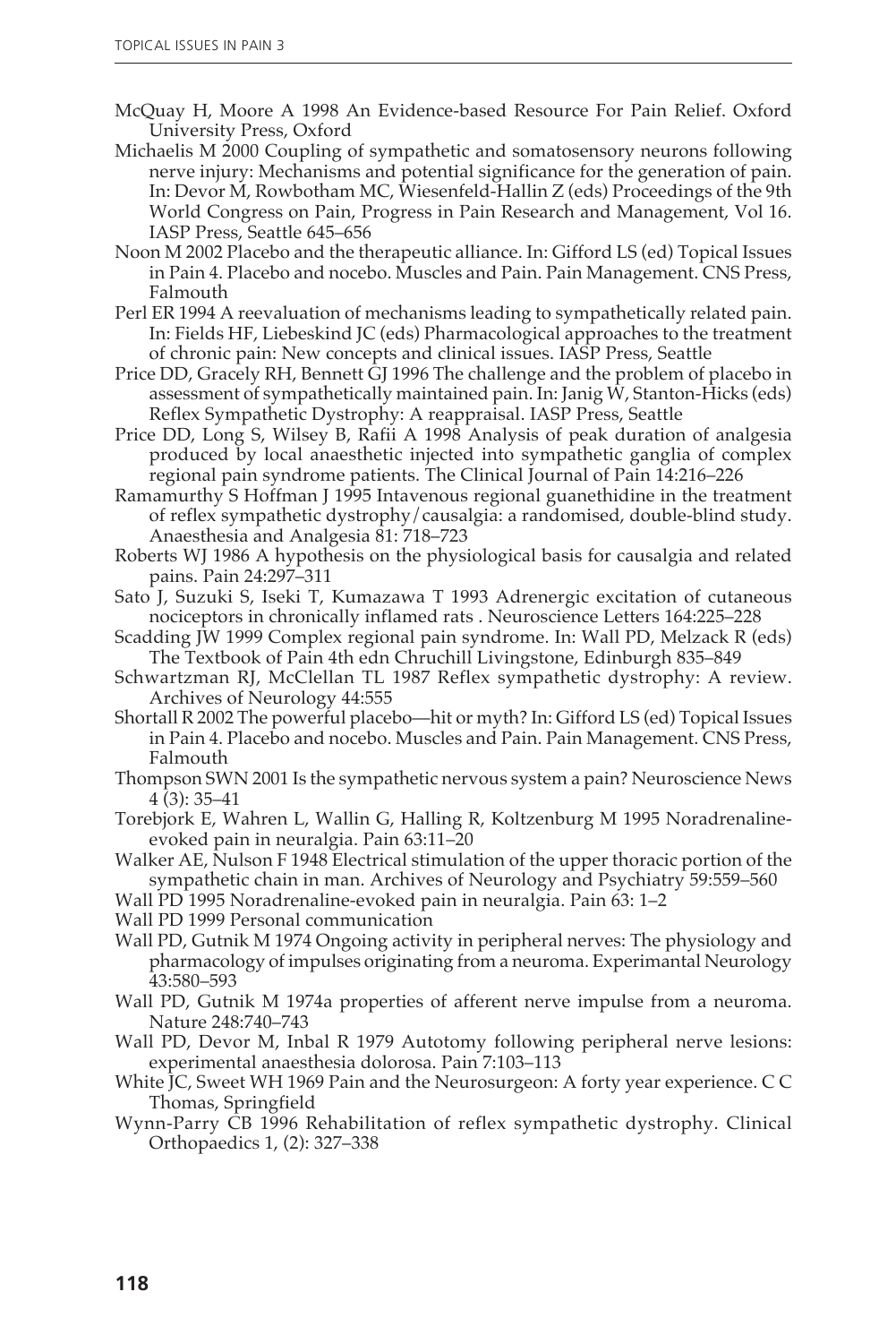McQuay H, Moore A 1998 An Evidence-based Resource For Pain Relief. Oxford University Press, Oxford

Michaelis M 2000 Coupling of sympathetic and somatosensory neurons following nerve injury: Mechanisms and potential significance for the generation of pain. In: Devor M, Rowbotham MC, Wiesenfeld-Hallin Z (eds) Proceedings of the 9th World Congress on Pain, Progress in Pain Research and Management, Vol 16. IASP Press, Seattle 645–656

Noon M 2002 Placebo and the therapeutic alliance. In: Gifford LS (ed) Topical Issues in Pain 4. Placebo and nocebo. Muscles and Pain. Pain Management. CNS Press, Falmouth

Perl ER 1994 A reevaluation of mechanisms leading to sympathetically related pain. In: Fields HF, Liebeskind JC (eds) Pharmacological approaches to the treatment of chronic pain: New concepts and clinical issues. IASP Press, Seattle

Price DD, Gracely RH, Bennett GJ 1996 The challenge and the problem of placebo in assessment of sympathetically maintained pain. In: Janig W, Stanton-Hicks (eds) Reflex Sympathetic Dystrophy: A reappraisal. IASP Press, Seattle

Price DD, Long S, Wilsey B, Rafii A 1998 Analysis of peak duration of analgesia produced by local anaesthetic injected into sympathetic ganglia of complex regional pain syndrome patients. The Clinical Journal of Pain 14:216–226

Ramamurthy S Hoffman J 1995 Intavenous regional guanethidine in the treatment of reflex sympathetic dystrophy/causalgia: a randomised, double-blind study. Anaesthesia and Analgesia 81: 718–723

Roberts WJ 1986 A hypothesis on the physiological basis for causalgia and related pains. Pain 24:297–311

Sato J, Suzuki S, Iseki T, Kumazawa T 1993 Adrenergic excitation of cutaneous nociceptors in chronically inflamed rats . Neuroscience Letters 164:225–228

Scadding JW 1999 Complex regional pain syndrome. In: Wall PD, Melzack R (eds) The Textbook of Pain 4th edn Chruchill Livingstone, Edinburgh 835–849

Schwartzman RJ, McClellan TL 1987 Reflex sympathetic dystrophy: A review. Archives of Neurology 44:555

Shortall R 2002 The powerful placebo—hit or myth? In: Gifford LS (ed) Topical Issues in Pain 4. Placebo and nocebo. Muscles and Pain. Pain Management. CNS Press, Falmouth

Thompson SWN 2001 Is the sympathetic nervous system a pain? Neuroscience News 4 (3): 35–41

Torebjork E, Wahren L, Wallin G, Halling R, Koltzenburg M 1995 Noradrenaline-evoked pain in neuralgia. Pain 63:11–20

Walker AE, Nulson F 1948 Electrical stimulation of the upper thoracic portion of the sympathetic chain in man. Archives of Neurology and Psychiatry 59:559–560

Wall PD 1995 Noradrenaline-evoked pain in neuralgia. Pain 63: 1–2

Wall PD 1999 Personal communication

Wall PD, Gutnik M 1974 Ongoing activity in peripheral nerves: The physiology and pharmacology of impulses originating from a neuroma. Experimantal Neurology 43:580–593

Wall PD, Gutnik M 1974a properties of afferent nerve impulse from a neuroma. Nature 248:740–743

Wall PD, Devor M, Inbal R 1979 Autotomy following peripheral nerve lesions: experimental anaesthesia dolorosa. Pain 7:103–113

White JC, Sweet WH 1969 Pain and the Neurosurgeon: A forty year experience. C C Thomas, Springfield

Wynn-Parry CB 1996 Rehabilitation of reflex sympathetic dystrophy. Clinical Orthopaedics 1, (2): 327–338